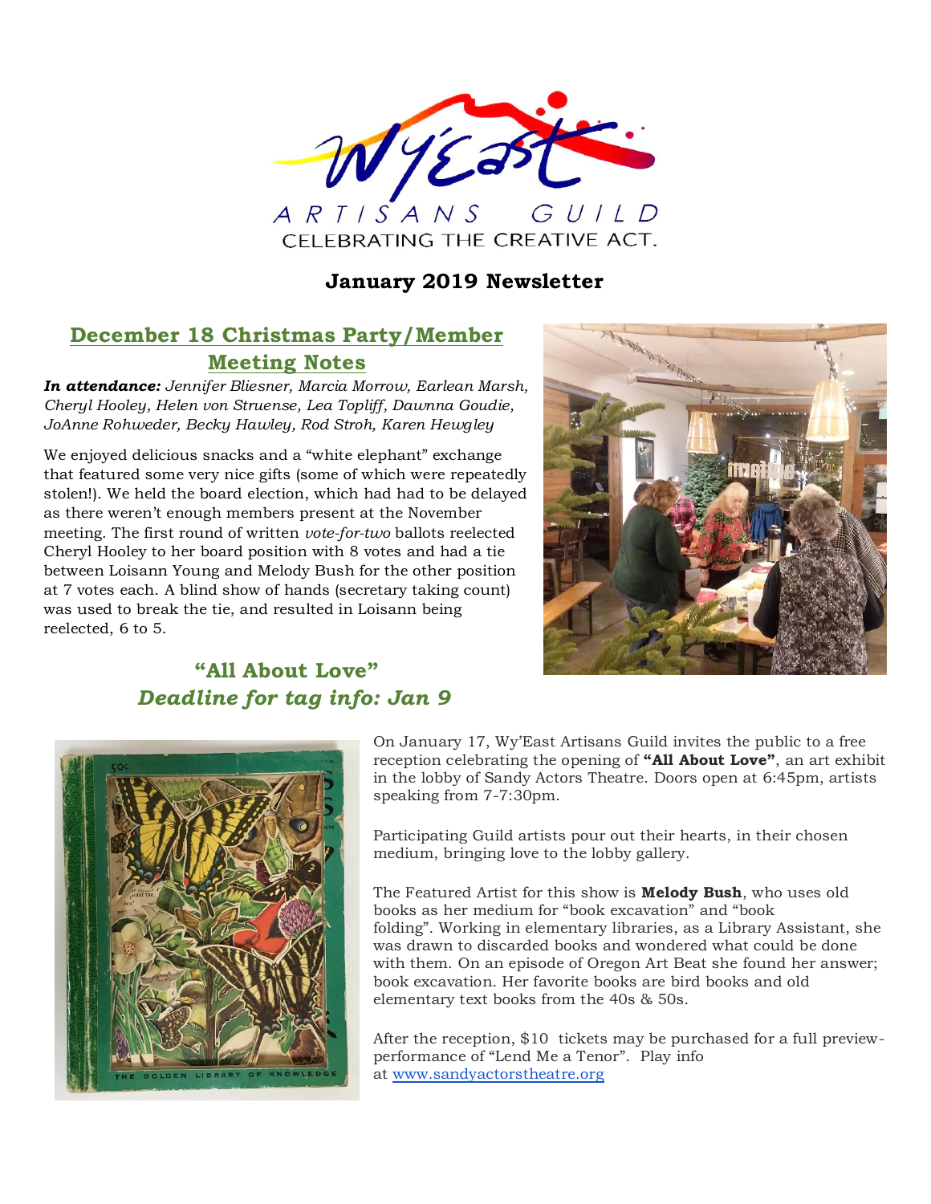# Wy'East ARTISANS GUILD

CELEBRATING THE CREATIVE ACT.

## January 2019 Newsletter

## December 18 Christmas Party/Member Meeting Notes

***In attendance:*** *Jennifer Bliesner, Marcia Morrow, Earlean Marsh, Cheryl Hooley, Helen von Struense, Lea Topliff, Dawnna Goudie, JoAnne Rohweder, Becky Hawley, Rod Stroh, Karen Hewgley*

We enjoyed delicious snacks and a "white elephant" exchange that featured some very nice gifts (some of which were repeatedly stolen!). We held the board election, which had had to be delayed as there weren't enough members present at the November meeting. The first round of written *vote-for-two* ballots reelected Cheryl Hooley to her board position with 8 votes and had a tie between Loisann Young and Melody Bush for the other position at 7 votes each. A blind show of hands (secretary taking count) was used to break the tie, and resulted in Loisann being reelected, 6 to 5.

## "All About Love"

## *Deadline for tag info: Jan 9*

On January 17, Wy'East Artisans Guild invites the public to a free reception celebrating the opening of **"All About Love"**, an art exhibit in the lobby of Sandy Actors Theatre. Doors open at 6:45pm, artists speaking from 7-7:30pm.

Participating Guild artists pour out their hearts, in their chosen medium, bringing love to the lobby gallery.

The Featured Artist for this show is **Melody Bush**, who uses old books as her medium for "book excavation" and "book folding". Working in elementary libraries, as a Library Assistant, she was drawn to discarded books and wondered what could be done with them. On an episode of Oregon Art Beat she found her answer; book excavation. Her favorite books are bird books and old elementary text books from the 40s & 50s.

After the reception, $10 tickets may be purchased for a full preview-performance of "Lend Me a Tenor". Play info at [www.sandyactorstheatre.org](http://www.sandyactorstheatre.org)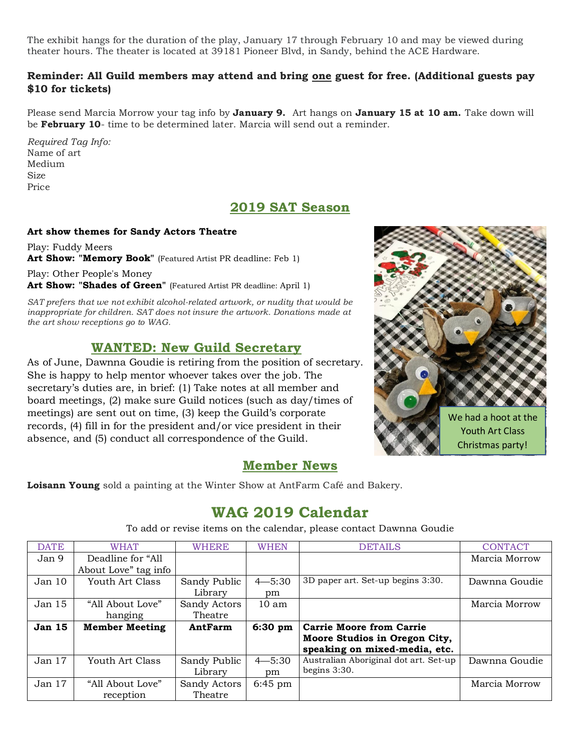The exhibit hangs for the duration of the play, January 17 through February 10 and may be viewed during theater hours. The theater is located at 39181 Pioneer Blvd, in Sandy, behind the ACE Hardware.

**Reminder: All Guild members may attend and bring one guest for free. (Additional guests pay $10 for tickets)**

Please send Marcia Morrow your tag info by **January 9.** Art hangs on **January 15 at 10 am.** Take down will be **February 10**- time to be determined later. Marcia will send out a reminder.

*Required Tag Info:*
Name of art
Medium
Size
Price

## 2019 SAT Season

**Art show themes for Sandy Actors Theatre**

Play: Fuddy Meers
**Art Show: "Memory Book"** (Featured Artist PR deadline: Feb 1)

Play: Other People's Money
**Art Show: "Shades of Green"** (Featured Artist PR deadline: April 1)

*SAT prefers that we not exhibit alcohol-related artwork, or nudity that would be inappropriate for children. SAT does not insure the artwork. Donations made at the art show receptions go to WAG.*

We had a hoot at the Youth Art Class Christmas party!

## WANTED: New Guild Secretary

As of June, Dawnna Goudie is retiring from the position of secretary. She is happy to help mentor whoever takes over the job. The secretary's duties are, in brief: (1) Take notes at all member and board meetings, (2) make sure Guild notices (such as day/times of meetings) are sent out on time, (3) keep the Guild's corporate records, (4) fill in for the president and/or vice president in their absence, and (5) conduct all correspondence of the Guild.

## Member News

**Loisann Young** sold a painting at the Winter Show at AntFarm Café and Bakery.

# WAG 2019 Calendar

To add or revise items on the calendar, please contact Dawnna Goudie

| DATE | WHAT | WHERE | WHEN | DETAILS | CONTACT |
|---|---|---|---|---|---|
| Jan 9 | Deadline for "All About Love" tag info | | | | Marcia Morrow |
| Jan 10 | Youth Art Class | Sandy Public Library | 4—5:30 pm | 3D paper art. Set-up begins 3:30. | Dawnna Goudie |
| Jan 15 | "All About Love" hanging | Sandy Actors Theatre | 10 am | | Marcia Morrow |
| **Jan 15** | **Member Meeting** | **AntFarm** | **6:30 pm** | **Carrie Moore from Carrie Moore Studios in Oregon City, speaking on mixed-media, etc.** | |
| Jan 17 | Youth Art Class | Sandy Public Library | 4—5:30 pm | Australian Aboriginal dot art. Set-up begins 3:30. | Dawnna Goudie |
| Jan 17 | "All About Love" reception | Sandy Actors Theatre | 6:45 pm | | Marcia Morrow |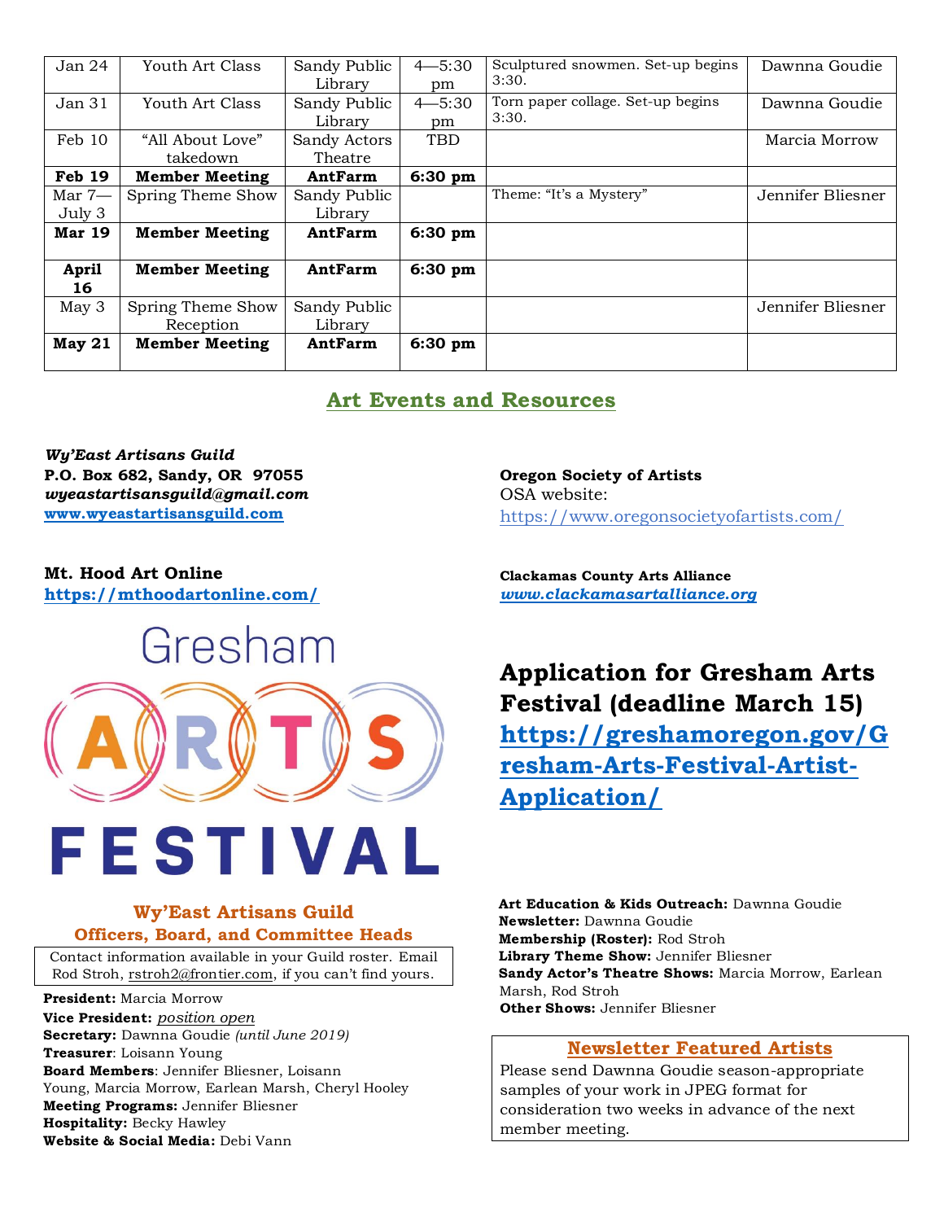| | | | | | |
|---|---|---|---|---|---|
| Jan 24 | Youth Art Class | Sandy Public Library | 4—5:30 pm | Sculptured snowmen. Set-up begins 3:30. | Dawnna Goudie |
| Jan 31 | Youth Art Class | Sandy Public Library | 4—5:30 pm | Torn paper collage. Set-up begins 3:30. | Dawnna Goudie |
| Feb 10 | "All About Love" takedown | Sandy Actors Theatre | TBD | | Marcia Morrow |
| **Feb 19** | **Member Meeting** | **AntFarm** | **6:30 pm** | | |
| Mar 7—July 3 | Spring Theme Show | Sandy Public Library | | Theme: "It's a Mystery" | Jennifer Bliesner |
| **Mar 19** | **Member Meeting** | **AntFarm** | **6:30 pm** | | |
| **April 16** | **Member Meeting** | **AntFarm** | **6:30 pm** | | |
| May 3 | Spring Theme Show Reception | Sandy Public Library | | | Jennifer Bliesner |
| **May 21** | **Member Meeting** | **AntFarm** | **6:30 pm** | | |

## Art Events and Resources

***Wy'East Artisans Guild***
**P.O. Box 682, Sandy, OR 97055**
***wyeastartisansguild@gmail.com***
**www.wyeastartisansguild.com**

**Oregon Society of Artists**
OSA website:
https://www.oregonsocietyofartists.com/

**Mt. Hood Art Online**
**https://mthoodartonline.com/**

**Clackamas County Arts Alliance**
***www.clackamasartalliance.org***

Gresham ARTS FESTIVAL

## Application for Gresham Arts Festival (deadline March 15) https://greshamoregon.gov/Gresham-Arts-Festival-Artist-Application/

### Wy'East Artisans Guild
### Officers, Board, and Committee Heads

Contact information available in your Guild roster. Email Rod Stroh, rstroh2@frontier.com, if you can't find yours.

**President:** Marcia Morrow
**Vice President:** *position open*
**Secretary:** Dawnna Goudie *(until June 2019)*
**Treasurer**: Loisann Young
**Board Members**: Jennifer Bliesner, Loisann Young, Marcia Morrow, Earlean Marsh, Cheryl Hooley
**Meeting Programs:** Jennifer Bliesner
**Hospitality:** Becky Hawley
**Website & Social Media:** Debi Vann
**Art Education & Kids Outreach:** Dawnna Goudie
**Newsletter:** Dawnna Goudie
**Membership (Roster):** Rod Stroh
**Library Theme Show:** Jennifer Bliesner
**Sandy Actor's Theatre Shows:** Marcia Morrow, Earlean Marsh, Rod Stroh
**Other Shows:** Jennifer Bliesner

### Newsletter Featured Artists

Please send Dawnna Goudie season-appropriate samples of your work in JPEG format for consideration two weeks in advance of the next member meeting.